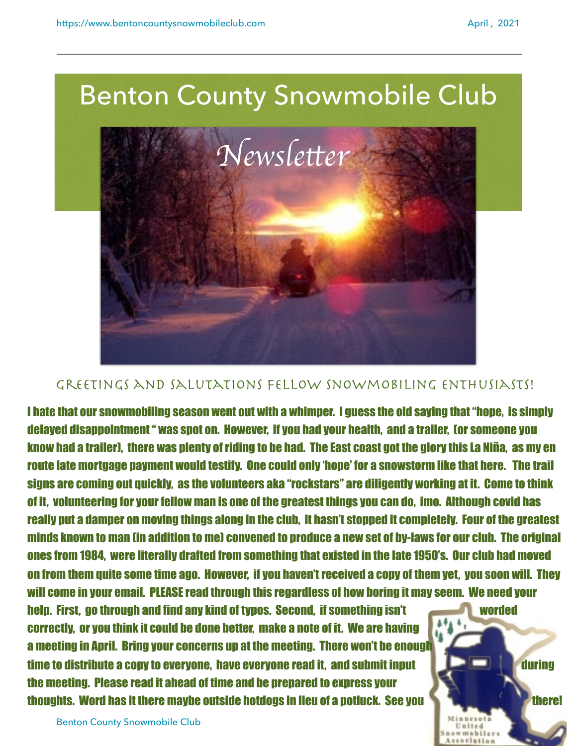# Benton County Snowmobile Club

## Newsletter

### Greetings and Salutations Fellow Snowmobiling Enthusiasts!

**I hate that our snowmobiling season went out with a whimper. I guess the old saying that "hope, is simply delayed disappointment " was spot on. However, if you had your health, and a trailer, (or someone you know had a trailer), there was plenty of riding to be had. The East coast got the glory this La Niña, as my en route late mortgage payment would testify. One could only 'hope' for a snowstorm like that here. The trail signs are coming out quickly, as the volunteers aka "rockstars" are diligently working at it. Come to think of it, volunteering for your fellow man is one of the greatest things you can do, imo. Although covid has really put a damper on moving things along in the club, it hasn't stopped it completely. Four of the greatest minds known to man (in addition to me) convened to produce a new set of by-laws for our club. The original ones from 1984, were literally drafted from something that existed in the late 1950's. Our club had moved on from them quite some time ago. However, if you haven't received a copy of them yet, you soon will. They will come in your email. PLEASE read through this regardless of how boring it may seem. We need your help. First, go through and find any kind of typos. Second, if something isn't worded correctly, or you think it could be done better, make a note of it. We are having a meeting in April. Bring your concerns up at the meeting. There won't be enough time to distribute a copy to everyone, have everyone read it, and submit input during the meeting. Please read it ahead of time and be prepared to express your thoughts. Word has it there maybe outside hotdogs in lieu of a potluck. See you there!**

Minnesota United Snowmobilers Association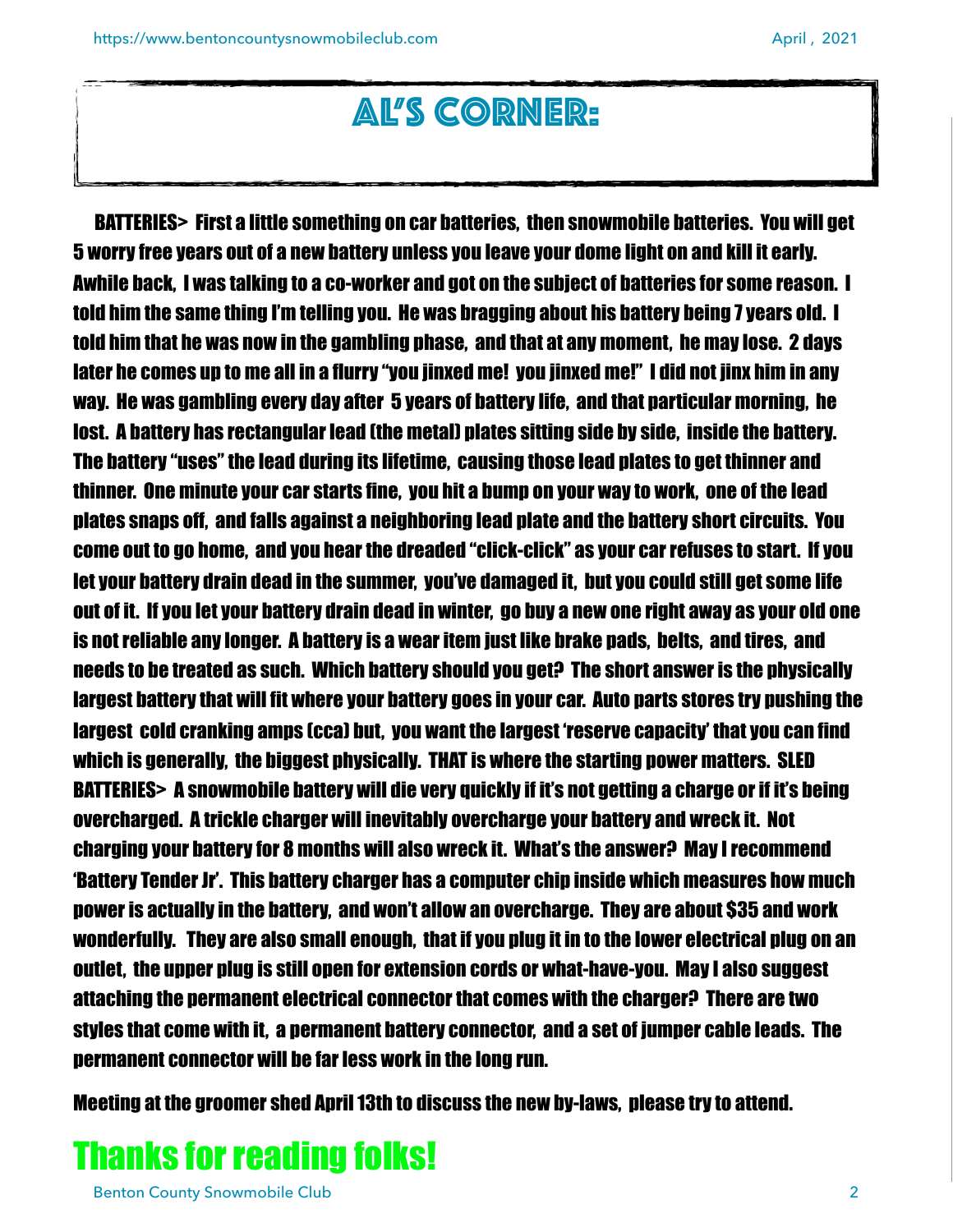# AL'S CORNER:

BATTERIES> First a little something on car batteries, then snowmobile batteries. You will get 5 worry free years out of a new battery unless you leave your dome light on and kill it early. Awhile back, I was talking to a co-worker and got on the subject of batteries for some reason. I told him the same thing I'm telling you. He was bragging about his battery being 7 years old. I told him that he was now in the gambling phase, and that at any moment, he may lose. 2 days later he comes up to me all in a flurry "you jinxed me! you jinxed me!" I did not jinx him in any way. He was gambling every day after 5 years of battery life, and that particular morning, he lost. A battery has rectangular lead (the metal) plates sitting side by side, inside the battery. The battery "uses" the lead during its lifetime, causing those lead plates to get thinner and thinner. One minute your car starts fine, you hit a bump on your way to work, one of the lead plates snaps off, and falls against a neighboring lead plate and the battery short circuits. You come out to go home, and you hear the dreaded "click-click" as your car refuses to start. If you let your battery drain dead in the summer, you've damaged it, but you could still get some life out of it. If you let your battery drain dead in winter, go buy a new one right away as your old one is not reliable any longer. A battery is a wear item just like brake pads, belts, and tires, and needs to be treated as such. Which battery should you get? The short answer is the physically largest battery that will fit where your battery goes in your car. Auto parts stores try pushing the largest cold cranking amps (cca) but, you want the largest 'reserve capacity' that you can find which is generally, the biggest physically. THAT is where the starting power matters. SLED BATTERIES> A snowmobile battery will die very quickly if it's not getting a charge or if it's being overcharged. A trickle charger will inevitably overcharge your battery and wreck it. Not charging your battery for 8 months will also wreck it. What's the answer? May I recommend 'Battery Tender Jr'. This battery charger has a computer chip inside which measures how much power is actually in the battery, and won't allow an overcharge. They are about $35 and work wonderfully. They are also small enough, that if you plug it in to the lower electrical plug on an outlet, the upper plug is still open for extension cords or what-have-you. May I also suggest attaching the permanent electrical connector that comes with the charger? There are two styles that come with it, a permanent battery connector, and a set of jumper cable leads. The permanent connector will be far less work in the long run.

Meeting at the groomer shed April 13th to discuss the new by-laws, please try to attend.

# Thanks for reading folks!